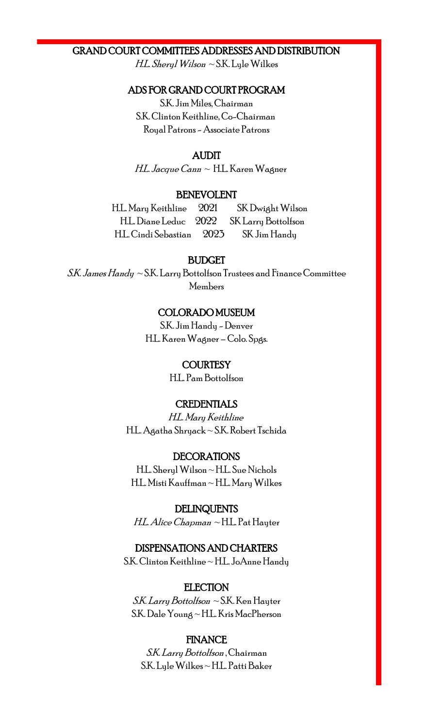## GRAND COURT COMMITTEES ADDRESSES AND DISTRIBUTION

*H.L. Sheryl Wilson* ~ S.K. Lyle Wilkes

## ADS FOR GRAND COURT PROGRAM

S.K. Jim Miles, Chairman
S.K. Clinton Keithline, Co-Chairman
Royal Patrons - Associate Patrons

## AUDIT

*H.L. Jacque Cann* ~ H.L. Karen Wagner

## BENEVOLENT

| | | |
|---|---|---|
| H.L. Mary Keithline | 2021 | SK Dwight Wilson |
| H.L. Diane Leduc | 2022 | SK Larry Bottolfson |
| H.L. Cindi Sebastian | 2023 | SK Jim Handy |

## BUDGET

*S.K. James Handy* ~ S.K. Larry Bottolfson Trustees and Finance Committee Members

## COLORADO MUSEUM

S.K. Jim Handy - Denver
H.L. Karen Wagner – Colo. Spgs.

## COURTESY

H.L. Pam Bottolfson

## CREDENTIALS

*H.L. Mary Keithline*
H.L. Agatha Shryack ~ S.K. Robert Tschida

## DECORATIONS

H.L. Sheryl Wilson ~ H.L. Sue Nichols
H.L. Misti Kauffman ~ H.L. Mary Wilkes

## DELINQUENTS

*H.L. Alice Chapman* ~ H.L. Pat Hayter

## DISPENSATIONS AND CHARTERS

S.K. Clinton Keithline ~ H.L. JoAnne Handy

## ELECTION

*S.K. Larry Bottolfson* ~ S.K. Ken Hayter
S.K. Dale Young ~ H.L. Kris MacPherson

## FINANCE

*S.K. Larry Bottolfson*, Chairman
S.K. Lyle Wilkes ~ H.L. Patti Baker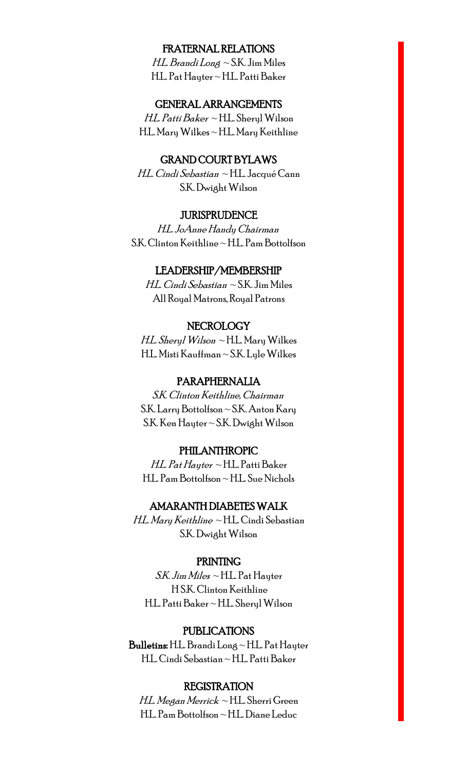## FRATERNAL RELATIONS

*H.L. Brandi Long* ~ S.K. Jim Miles
H.L. Pat Hayter ~ H.L. Patti Baker

## GENERAL ARRANGEMENTS

*H.L. Patti Baker* ~ H.L. Sheryl Wilson
H.L. Mary Wilkes ~ H.L. Mary Keithline

## GRAND COURT BYLAWS

*H.L. Cindi Sebastian* ~ H.L. Jacqué Cann
S.K. Dwight Wilson

## JURISPRUDENCE

*H.L. JoAnne Handy Chairman*
S.K. Clinton Keithline ~ H.L. Pam Bottolfson

## LEADERSHIP/MEMBERSHIP

*H.L. Cindi Sebastian* ~ S.K. Jim Miles
All Royal Matrons, Royal Patrons

## NECROLOGY

*H.L. Sheryl Wilson* ~ H.L. Mary Wilkes
H.L. Misti Kauffman ~ S.K. Lyle Wilkes

## PARAPHERNALIA

*S.K. Clinton Keithline, Chairman*
S.K. Larry Bottolfson ~ S.K. Anton Kary
S.K. Ken Hayter ~ S.K. Dwight Wilson

## PHILANTHROPIC

*H.L. Pat Hayter* ~ H.L. Patti Baker
H.L. Pam Bottolfson ~ H.L. Sue Nichols

## AMARANTH DIABETES WALK

*H.L. Mary Keithline* ~ H.L. Cindi Sebastian
S.K. Dwight Wilson

## PRINTING

*S.K. Jim Miles* ~ H.L. Pat Hayter
H S.K. Clinton Keithline
H.L. Patti Baker ~ H.L. Sheryl Wilson

## PUBLICATIONS

**Bulletins:** H.L. Brandi Long ~ H.L. Pat Hayter
H.L. Cindi Sebastian ~ H.L. Patti Baker

## REGISTRATION

*H.L. Megan Merrick* ~ H.L. Sherri Green
H.L. Pam Bottolfson ~ H.L. Diane Leduc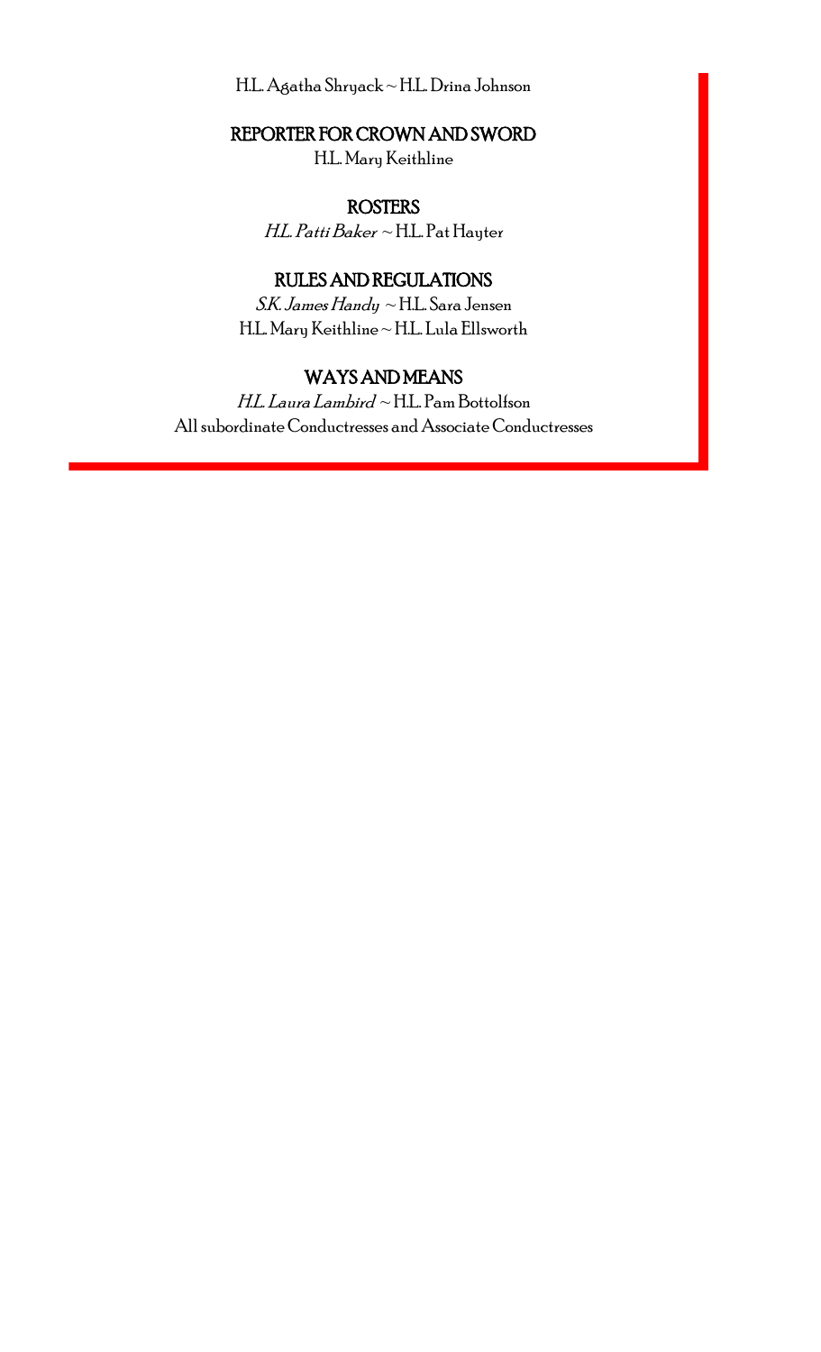H.L. Agatha Shryack ~ H.L. Drina Johnson

## REPORTER FOR CROWN AND SWORD

H.L. Mary Keithline

## ROSTERS

*H.L. Patti Baker* ~ H.L. Pat Hayter

## RULES AND REGULATIONS

*S.K. James Handy* ~ H.L. Sara Jensen
H.L. Mary Keithline ~ H.L. Lula Ellsworth

## WAYS AND MEANS

*H.L. Laura Lambird* ~ H.L. Pam Bottolfson
All subordinate Conductresses and Associate Conductresses